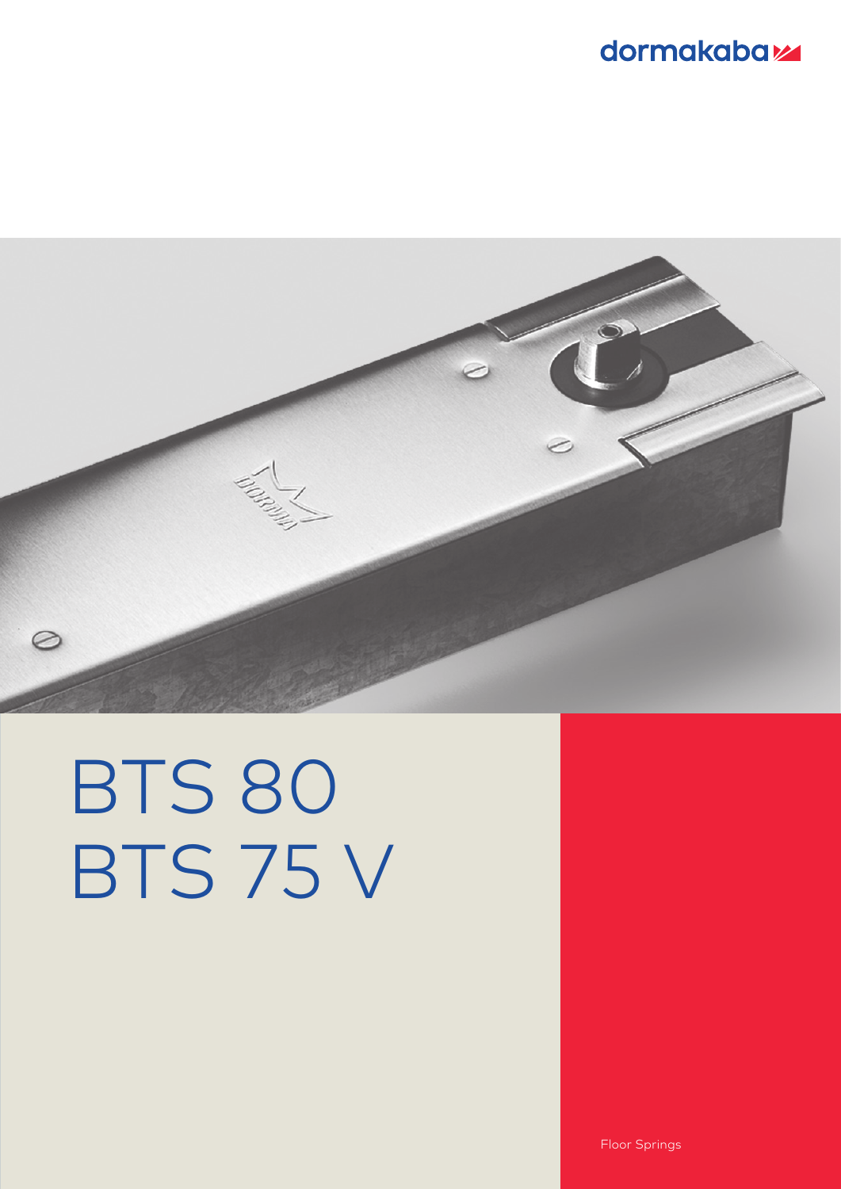dormakaba

# BTS 80
# BTS 75 V

Floor Springs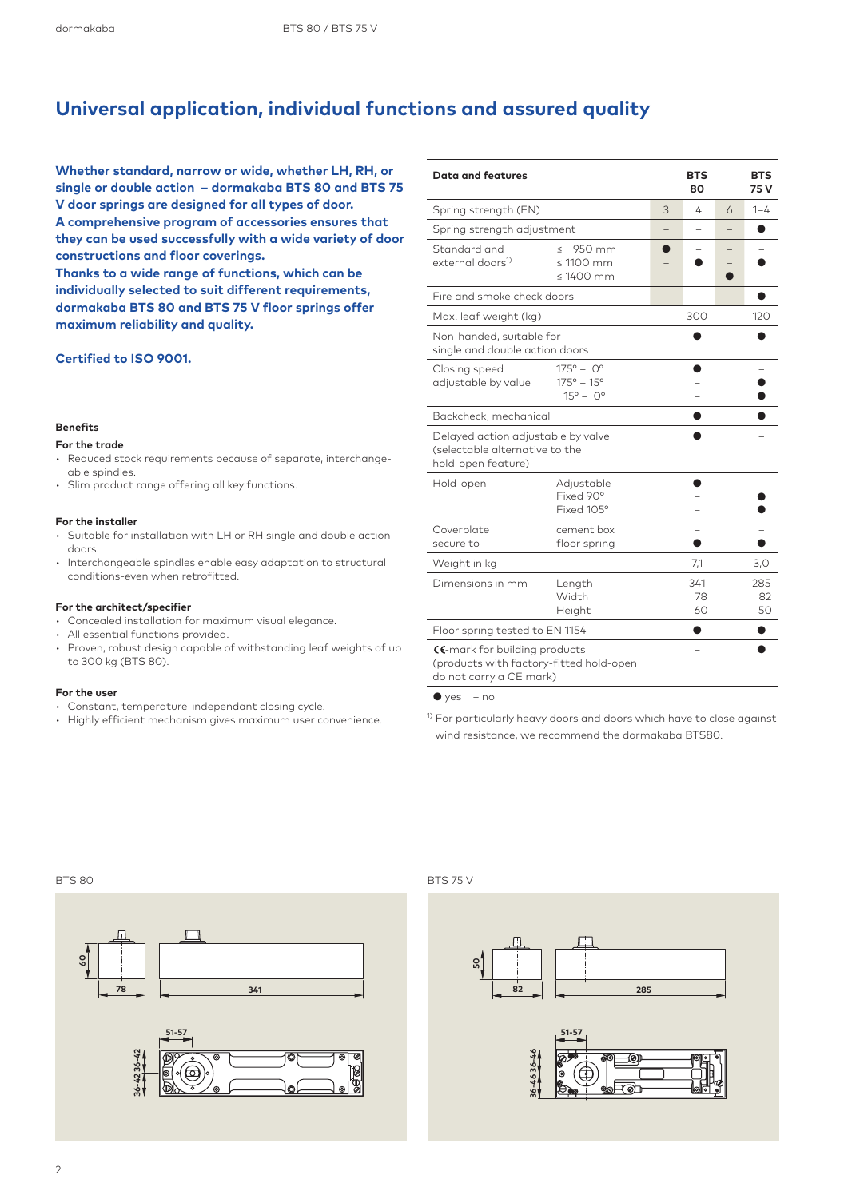# Universal application, individual functions and assured quality

**Whether standard, narrow or wide, whether LH, RH, or single or double action – dormakaba BTS 80 and BTS 75 V door springs are designed for all types of door. A comprehensive program of accessories ensures that they can be used successfully with a wide variety of door constructions and floor coverings. Thanks to a wide range of functions, which can be individually selected to suit different requirements, dormakaba BTS 80 and BTS 75 V floor springs offer maximum reliability and quality.**

**Certified to ISO 9001.**

### Benefits

**For the trade**

- Reduced stock requirements because of separate, interchange-able spindles.
- Slim product range offering all key functions.

**For the installer**

- Suitable for installation with LH or RH single and double action doors.
- Interchangeable spindles enable easy adaptation to structural conditions-even when retrofitted.

**For the architect/specifier**

- Concealed installation for maximum visual elegance.
- All essential functions provided.
- Proven, robust design capable of withstanding leaf weights of up to 300 kg (BTS 80).

**For the user**

- Constant, temperature-independant closing cycle.
- Highly efficient mechanism gives maximum user convenience.

| Data and features | | BTS 80 | | | BTS 75 V |
|---|---|---|---|---|---|
| Spring strength (EN) | | 3 | 4 | 6 | 1–4 |
| Spring strength adjustment | | – | – | – | ● |
| Standard and external doors[1] | ≤ 950 mm | ● | – | – | – |
| | ≤ 1100 mm | – | ● | – | ● |
| | ≤ 1400 mm | – | – | ● | – |
| Fire and smoke check doors | | – | – | – | ● |
| Max. leaf weight (kg) | | | 300 | | 120 |
| Non-handed, suitable for single and double action doors | | | ● | | ● |
| Closing speed adjustable by value | 175° – 0° | | ● | | – |
| | 175° – 15° | | – | | ● |
| | 15° – 0° | | – | | ● |
| Backcheck, mechanical | | | ● | | ● |
| Delayed action adjustable by valve (selectable alternative to the hold-open feature) | | | ● | | – |
| Hold-open | Adjustable | | ● | | – |
| | Fixed 90° | | – | | ● |
| | Fixed 105° | | – | | ● |
| Coverplate secure to | cement box | | – | | – |
| | floor spring | | ● | | ● |
| Weight in kg | | | 7,1 | | 3,0 |
| Dimensions in mm | Length | | 341 | | 285 |
| | Width | | 78 | | 82 |
| | Height | | 60 | | 50 |
| Floor spring tested to EN 1154 | | | ● | | ● |
| CE-mark for building products (products with factory-fitted hold-open do not carry a CE mark) | | | – | | ● |

● yes – no

[1] For particularly heavy doors and doors which have to close against wind resistance, we recommend the dormakaba BTS80.

BTS 80

BTS 75 V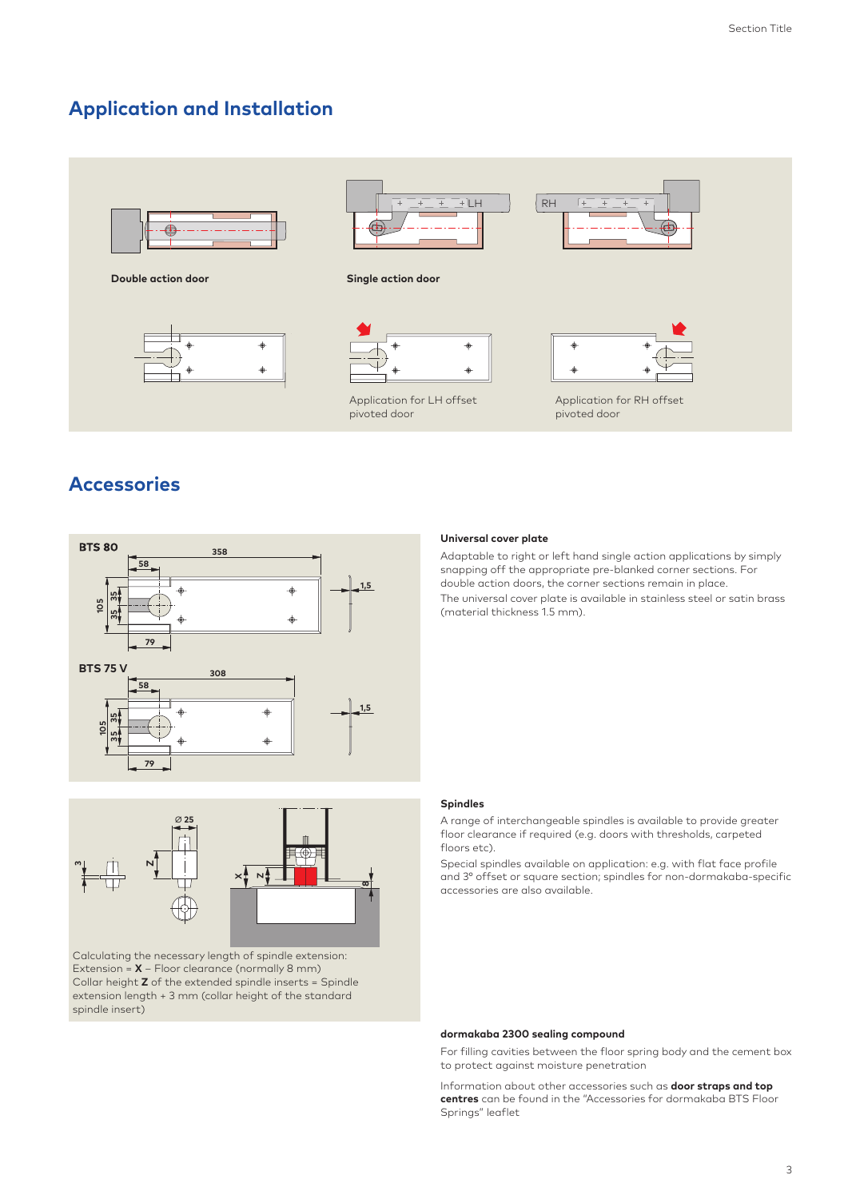## Application and Installation

**Double action door**

**Single action door**

Application for LH offset pivoted door

Application for RH offset pivoted door

## Accessories

**BTS 80**

**BTS 75 V**

Calculating the necessary length of spindle extension:
Extension = **X** – Floor clearance (normally 8 mm)
Collar height **Z** of the extended spindle inserts = Spindle extension length + 3 mm (collar height of the standard spindle insert)

### Universal cover plate

Adaptable to right or left hand single action applications by simply snapping off the appropriate pre-blanked corner sections. For double action doors, the corner sections remain in place.
The universal cover plate is available in stainless steel or satin brass (material thickness 1.5 mm).

### Spindles

A range of interchangeable spindles is available to provide greater floor clearance if required (e.g. doors with thresholds, carpeted floors etc).
Special spindles available on application: e.g. with flat face profile and 3° offset or square section; spindles for non-dormakaba-specific accessories are also available.

### dormakaba 2300 sealing compound

For filling cavities between the floor spring body and the cement box to protect against moisture penetration

Information about other accessories such as **door straps and top centres** can be found in the "Accessories for dormakaba BTS Floor Springs" leaflet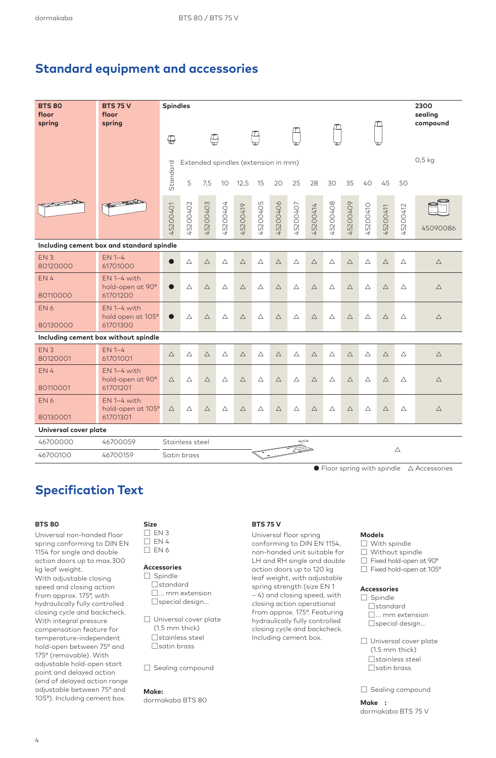## Standard equipment and accessories

| BTS 80 floor spring | BTS 75 V floor spring | Spindles | | | | | | | | | | | | | | 2300 sealing compound |
|---|---|---|---|---|---|---|---|---|---|---|---|---|---|---|---|---|
| | | | Extended spindles (extension in mm) | | | | | | | | | | | | | 0,5 kg |
| | | Standard | 5 | 7,5 | 10 | 12,5 | 15 | 20 | 25 | 28 | 30 | 35 | 40 | 45 | 50 | |
| | | 45200401 | 45200402 | 45200403 | 45200404 | 45200419 | 45200405 | 45200406 | 45200407 | 45200414 | 45200408 | 45200409 | 45200410 | 45200411 | 45200412 | 45090086 |
| **Including cement box and standard spindle** | | | | | | | | | | | | | | | | |
| EN 3 80120000 | EN 1–4 61701000 | ● | △ | △ | △ | △ | △ | △ | △ | △ | △ | △ | △ | △ | △ | △ |
| EN 4 80110000 | EN 1–4 with hold-open at 90° 61701200 | ● | △ | △ | △ | △ | △ | △ | △ | △ | △ | △ | △ | △ | △ | △ |
| EN 6 80130000 | EN 1–4 with hold open at 105° 61701300 | ● | △ | △ | △ | △ | △ | △ | △ | △ | △ | △ | △ | △ | △ | △ |
| **Including cement box without spindle** | | | | | | | | | | | | | | | | |
| EN 3 80120001 | EN 1–4 61701001 | △ | △ | △ | △ | △ | △ | △ | △ | △ | △ | △ | △ | △ | △ | △ |
| EN 4 80110001 | EN 1–4 with hold-open at 90° 61701201 | △ | △ | △ | △ | △ | △ | △ | △ | △ | △ | △ | △ | △ | △ | △ |
| EN 6 80130001 | EN 1–4 with hold-open at 105° 61701301 | △ | △ | △ | △ | △ | △ | △ | △ | △ | △ | △ | △ | △ | △ | △ |
| **Universal cover plate** | | | | | | | | | | | | | | | | |
| 46700000 | 46700059 | Stainless steel | | | | | | | | | | | | △ | | |
| 46700100 | 46700159 | Satin brass | | | | | | | | | | | | | | |

● Floor spring with spindle △ Accessories

## Specification Text

**BTS 80**

Universal non-handed floor spring conforming to DIN EN 1154 for single and double action doors up to max.300 kg leaf weight.
With adjustable closing speed and closing action from approx. 175°, with hydraulically fully controlled closing cycle and backcheck.
With integral pressure compensation feature for temperature-independent hold-open between 75° and 175° (removable). With adjustable hold-open start point and delayed action (end of delayed action range adjustable between 75° and 105°). Including cement box.

**Size**
- ☐ EN 3
- ☐ EN 4
- ☐ EN 6

**Accessories**
- ☐ Spindle
  - ☐standard
  - ☐... mm extension
  - ☐special design...
- ☐ Universal cover plate (1.5 mm thick)
  - ☐stainless steel
  - ☐satin brass
- ☐ Sealing compound

**Make:**
dormakaba BTS 80

**BTS 75 V**

Universal floor spring conforming to DIN EN 1154, non-handed unit suitable for LH and RH single and double action doors up to 120 kg leaf weight, with adjustable spring strength (size EN 1 – 4) and closing speed, with closing action operational from approx. 175°. Featuring hydraulically fully controlled closing cycle and backcheck. Including cement box.

**Models**
- ☐ With spindle
- ☐ Without spindle
- ☐ Fixed hold-open at 90°
- ☐ Fixed hold-open at 105°

**Accessories**
- ☐ Spindle
  - ☐standard
  - ☐... mm extension
  - ☐special design...
- ☐ Universal cover plate (1.5 mm thick)
  - ☐stainless steel
  - ☐satin brass
- ☐ Sealing compound

**Make :**
dormakaba BTS 75 V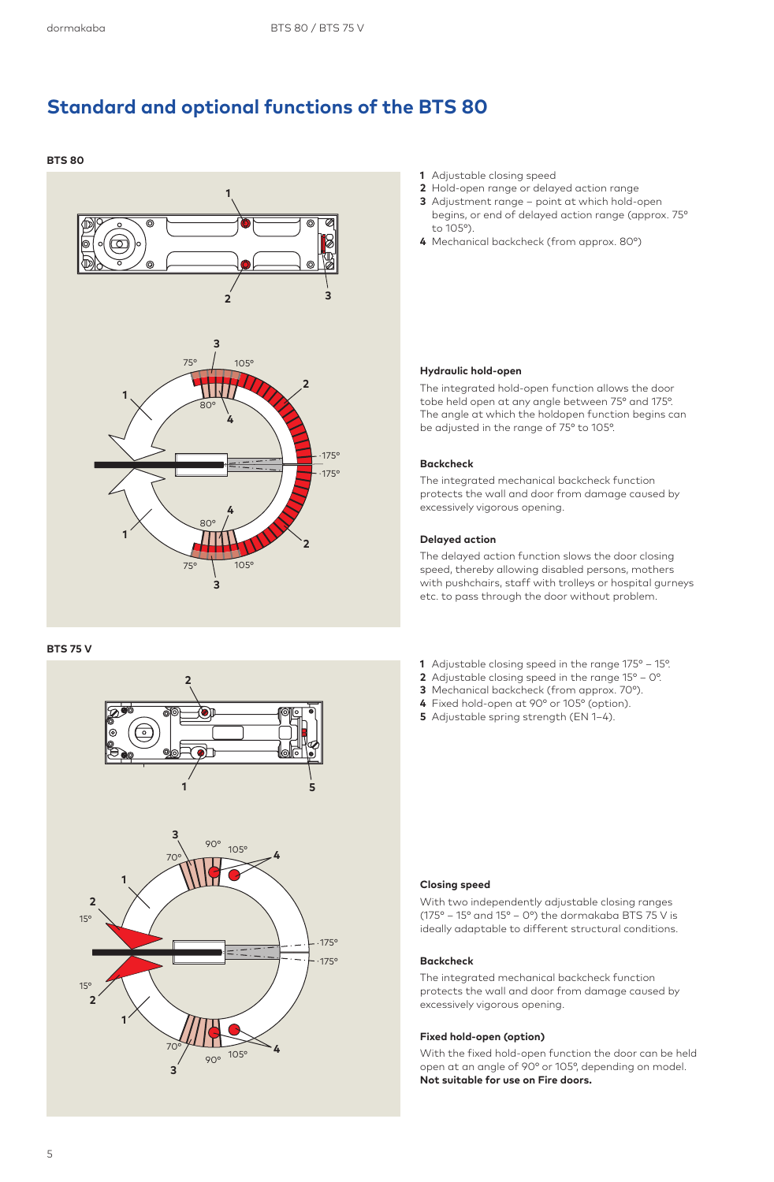# Standard and optional functions of the BTS 80

**BTS 80**

1 Adjustable closing speed
2 Hold-open range or delayed action range
3 Adjustment range – point at which hold-open begins, or end of delayed action range (approx. 75° to 105°).
4 Mechanical backcheck (from approx. 80°)

### Hydraulic hold-open

The integrated hold-open function allows the door tobe held open at any angle between 75° and 175°. The angle at which the holdopen function begins can be adjusted in the range of 75° to 105°.

### Backcheck

The integrated mechanical backcheck function protects the wall and door from damage caused by excessively vigorous opening.

### Delayed action

The delayed action function slows the door closing speed, thereby allowing disabled persons, mothers with pushchairs, staff with trolleys or hospital gurneys etc. to pass through the door without problem.

**BTS 75 V**

1 Adjustable closing speed in the range 175° – 15°.
2 Adjustable closing speed in the range 15° – 0°.
3 Mechanical backcheck (from approx. 70°).
4 Fixed hold-open at 90° or 105° (option).
5 Adjustable spring strength (EN 1–4).

### Closing speed

With two independently adjustable closing ranges (175° – 15° and 15° – 0°) the dormakaba BTS 75 V is ideally adaptable to different structural conditions.

### Backcheck

The integrated mechanical backcheck function protects the wall and door from damage caused by excessively vigorous opening.

### Fixed hold-open (option)

With the fixed hold-open function the door can be held open at an angle of 90° or 105°, depending on model. **Not suitable for use on Fire doors.**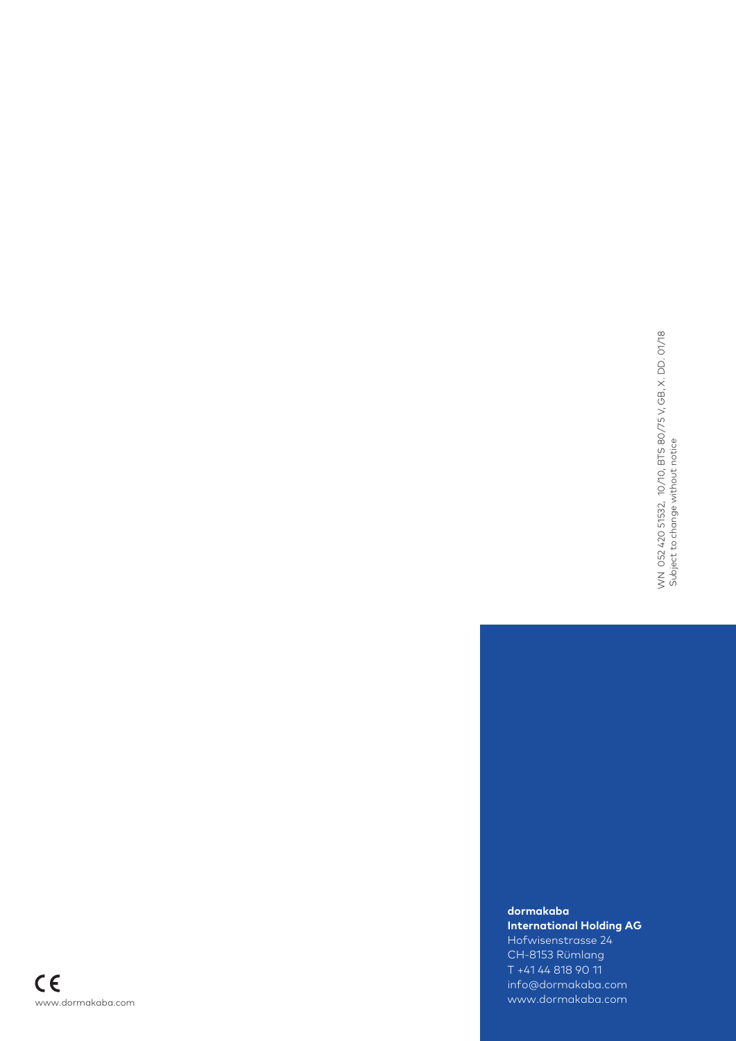WN 052 420 51532, 10/10, BTS 80/75 V,GB,X. DD. 01/18
Subject to change without notice

**dormakaba**
**International Holding AG**
Hofwisenstrasse 24
CH-8153 Rümlang
T +41 44 818 90 11
info@dormakaba.com
www.dormakaba.com

CE
www.dormakaba.com